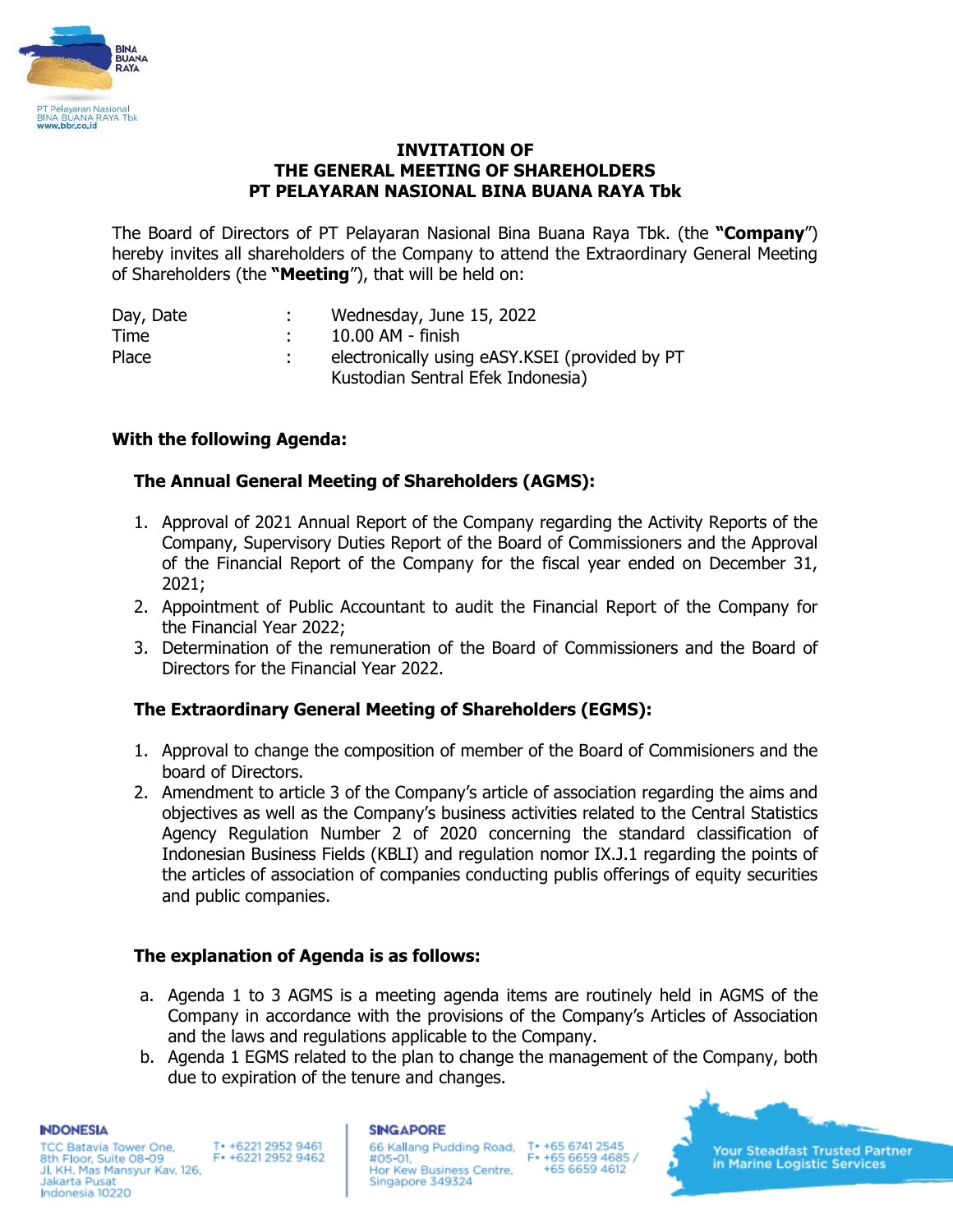# INVITATION OF THE GENERAL MEETING OF SHAREHOLDERS PT PELAYARAN NASIONAL BINA BUANA RAYA Tbk

The Board of Directors of PT Pelayaran Nasional Bina Buana Raya Tbk. (the **"Company"**) hereby invites all shareholders of the Company to attend the Extraordinary General Meeting of Shareholders (the **"Meeting"**), that will be held on:

| | | |
|---|---|---|
| Day, Date | : | Wednesday, June 15, 2022 |
| Time | : | 10.00 AM - finish |
| Place | : | electronically using eASY.KSEI (provided by PT Kustodian Sentral Efek Indonesia) |

**With the following Agenda:**

**The Annual General Meeting of Shareholders (AGMS):**

1. Approval of 2021 Annual Report of the Company regarding the Activity Reports of the Company, Supervisory Duties Report of the Board of Commissioners and the Approval of the Financial Report of the Company for the fiscal year ended on December 31, 2021;
2. Appointment of Public Accountant to audit the Financial Report of the Company for the Financial Year 2022;
3. Determination of the remuneration of the Board of Commissioners and the Board of Directors for the Financial Year 2022.

**The Extraordinary General Meeting of Shareholders (EGMS):**

1. Approval to change the composition of member of the Board of Commisioners and the board of Directors.
2. Amendment to article 3 of the Company's article of association regarding the aims and objectives as well as the Company's business activities related to the Central Statistics Agency Regulation Number 2 of 2020 concerning the standard classification of Indonesian Business Fields (KBLI) and regulation nomor IX.J.1 regarding the points of the articles of association of companies conducting publis offerings of equity securities and public companies.

**The explanation of Agenda is as follows:**

a. Agenda 1 to 3 AGMS is a meeting agenda items are routinely held in AGMS of the Company in accordance with the provisions of the Company's Articles of Association and the laws and regulations applicable to the Company.
b. Agenda 1 EGMS related to the plan to change the management of the Company, both due to expiration of the tenure and changes.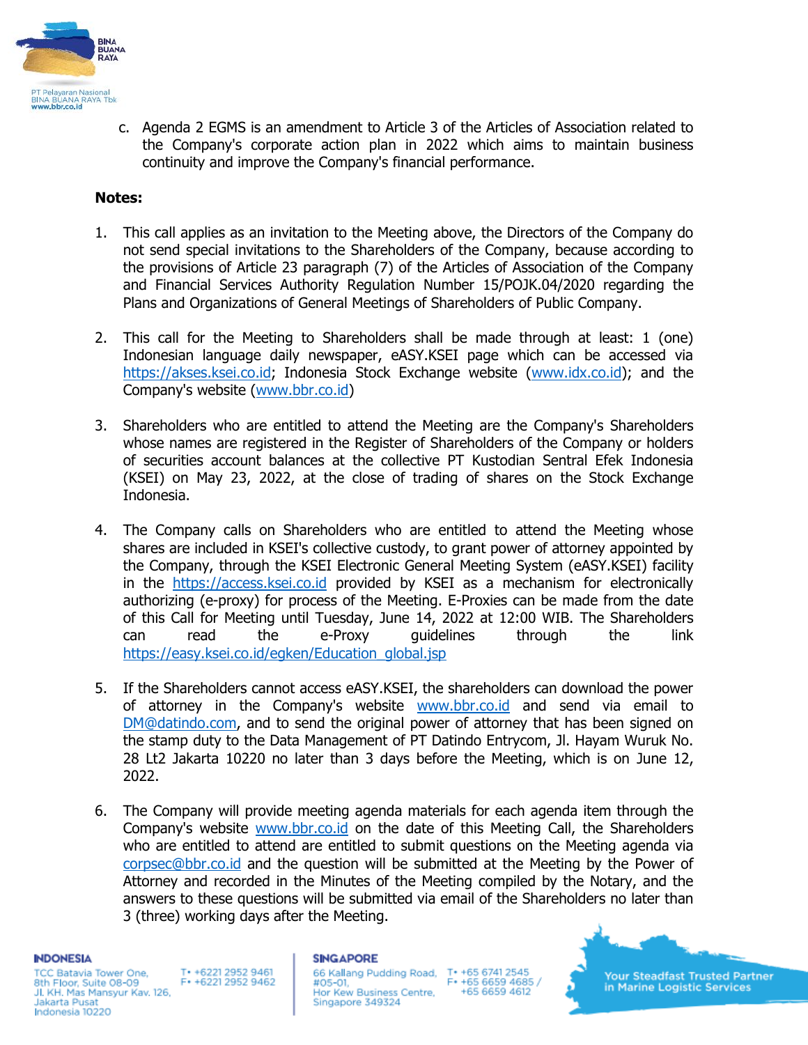c. Agenda 2 EGMS is an amendment to Article 3 of the Articles of Association related to the Company's corporate action plan in 2022 which aims to maintain business continuity and improve the Company's financial performance.

**Notes:**

1. This call applies as an invitation to the Meeting above, the Directors of the Company do not send special invitations to the Shareholders of the Company, because according to the provisions of Article 23 paragraph (7) of the Articles of Association of the Company and Financial Services Authority Regulation Number 15/POJK.04/2020 regarding the Plans and Organizations of General Meetings of Shareholders of Public Company.

2. This call for the Meeting to Shareholders shall be made through at least: 1 (one) Indonesian language daily newspaper, eASY.KSEI page which can be accessed via https://akses.ksei.co.id; Indonesia Stock Exchange website (www.idx.co.id); and the Company's website (www.bbr.co.id)

3. Shareholders who are entitled to attend the Meeting are the Company's Shareholders whose names are registered in the Register of Shareholders of the Company or holders of securities account balances at the collective PT Kustodian Sentral Efek Indonesia (KSEI) on May 23, 2022, at the close of trading of shares on the Stock Exchange Indonesia.

4. The Company calls on Shareholders who are entitled to attend the Meeting whose shares are included in KSEI's collective custody, to grant power of attorney appointed by the Company, through the KSEI Electronic General Meeting System (eASY.KSEI) facility in the https://access.ksei.co.id provided by KSEI as a mechanism for electronically authorizing (e-proxy) for process of the Meeting. E-Proxies can be made from the date of this Call for Meeting until Tuesday, June 14, 2022 at 12:00 WIB. The Shareholders can read the e-Proxy guidelines through the link https://easy.ksei.co.id/egken/Education_global.jsp

5. If the Shareholders cannot access eASY.KSEI, the shareholders can download the power of attorney in the Company's website www.bbr.co.id and send via email to DM@datindo.com, and to send the original power of attorney that has been signed on the stamp duty to the Data Management of PT Datindo Entrycom, Jl. Hayam Wuruk No. 28 Lt2 Jakarta 10220 no later than 3 days before the Meeting, which is on June 12, 2022.

6. The Company will provide meeting agenda materials for each agenda item through the Company's website www.bbr.co.id on the date of this Meeting Call, the Shareholders who are entitled to attend are entitled to submit questions on the Meeting agenda via corpsec@bbr.co.id and the question will be submitted at the Meeting by the Power of Attorney and recorded in the Minutes of the Meeting compiled by the Notary, and the answers to these questions will be submitted via email of the Shareholders no later than 3 (three) working days after the Meeting.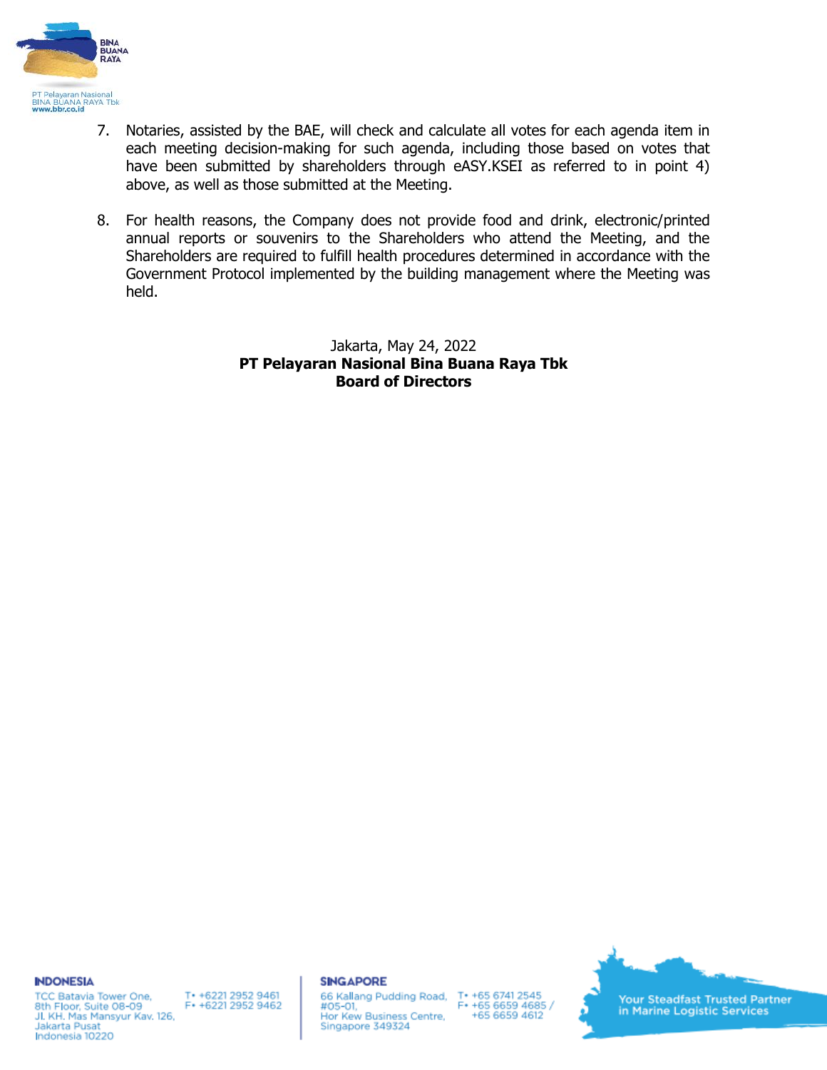7. Notaries, assisted by the BAE, will check and calculate all votes for each agenda item in each meeting decision-making for such agenda, including those based on votes that have been submitted by shareholders through eASY.KSEI as referred to in point 4) above, as well as those submitted at the Meeting.

8. For health reasons, the Company does not provide food and drink, electronic/printed annual reports or souvenirs to the Shareholders who attend the Meeting, and the Shareholders are required to fulfill health procedures determined in accordance with the Government Protocol implemented by the building management where the Meeting was held.

Jakarta, May 24, 2022

**PT Pelayaran Nasional Bina Buana Raya Tbk**

**Board of Directors**